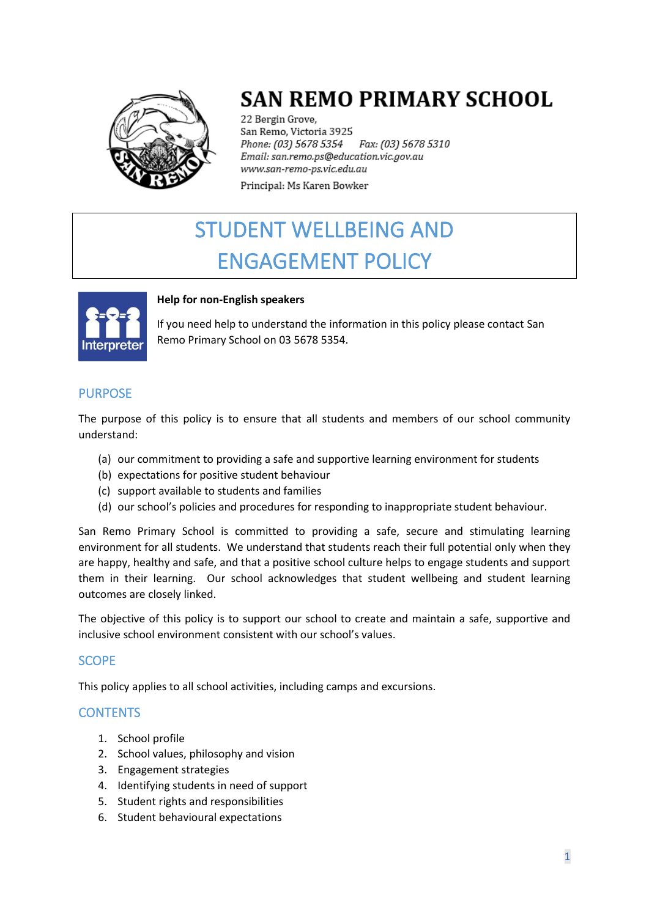# SAN REMO PRIMARY SCHOOL

22 Bergin Grove,
San Remo, Victoria 3925
*Phone: (03) 5678 5354 Fax: (03) 5678 5310*
*Email: san.remo.ps@education.vic.gov.au*
*www.san-remo-ps.vic.edu.au*

Principal: Ms Karen Bowker

# STUDENT WELLBEING AND ENGAGEMENT POLICY

**Help for non-English speakers**

If you need help to understand the information in this policy please contact San Remo Primary School on 03 5678 5354.

## PURPOSE

The purpose of this policy is to ensure that all students and members of our school community understand:

(a) our commitment to providing a safe and supportive learning environment for students
(b) expectations for positive student behaviour
(c) support available to students and families
(d) our school's policies and procedures for responding to inappropriate student behaviour.

San Remo Primary School is committed to providing a safe, secure and stimulating learning environment for all students. We understand that students reach their full potential only when they are happy, healthy and safe, and that a positive school culture helps to engage students and support them in their learning. Our school acknowledges that student wellbeing and student learning outcomes are closely linked.

The objective of this policy is to support our school to create and maintain a safe, supportive and inclusive school environment consistent with our school's values.

## SCOPE

This policy applies to all school activities, including camps and excursions.

## CONTENTS

1. School profile
2. School values, philosophy and vision
3. Engagement strategies
4. Identifying students in need of support
5. Student rights and responsibilities
6. Student behavioural expectations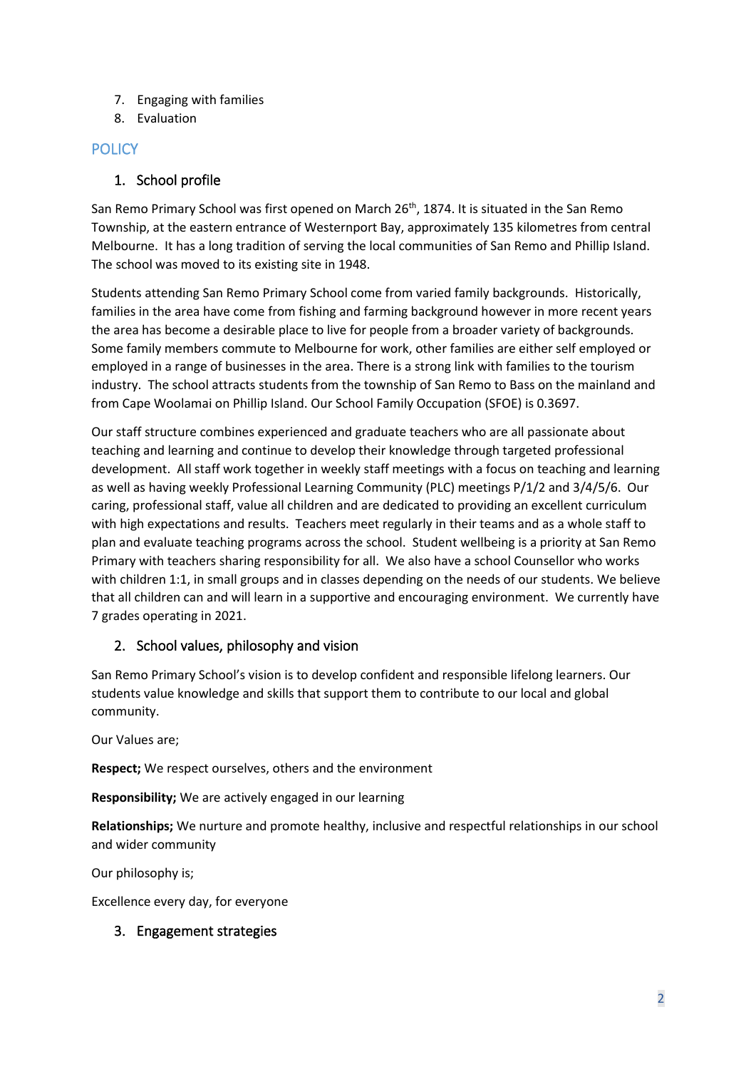7. Engaging with families
8. Evaluation

## POLICY

### 1. School profile

San Remo Primary School was first opened on March 26th, 1874. It is situated in the San Remo Township, at the eastern entrance of Westernport Bay, approximately 135 kilometres from central Melbourne. It has a long tradition of serving the local communities of San Remo and Phillip Island. The school was moved to its existing site in 1948.

Students attending San Remo Primary School come from varied family backgrounds. Historically, families in the area have come from fishing and farming background however in more recent years the area has become a desirable place to live for people from a broader variety of backgrounds. Some family members commute to Melbourne for work, other families are either self employed or employed in a range of businesses in the area. There is a strong link with families to the tourism industry. The school attracts students from the township of San Remo to Bass on the mainland and from Cape Woolamai on Phillip Island. Our School Family Occupation (SFOE) is 0.3697.

Our staff structure combines experienced and graduate teachers who are all passionate about teaching and learning and continue to develop their knowledge through targeted professional development. All staff work together in weekly staff meetings with a focus on teaching and learning as well as having weekly Professional Learning Community (PLC) meetings P/1/2 and 3/4/5/6. Our caring, professional staff, value all children and are dedicated to providing an excellent curriculum with high expectations and results. Teachers meet regularly in their teams and as a whole staff to plan and evaluate teaching programs across the school. Student wellbeing is a priority at San Remo Primary with teachers sharing responsibility for all. We also have a school Counsellor who works with children 1:1, in small groups and in classes depending on the needs of our students. We believe that all children can and will learn in a supportive and encouraging environment. We currently have 7 grades operating in 2021.

### 2. School values, philosophy and vision

San Remo Primary School's vision is to develop confident and responsible lifelong learners. Our students value knowledge and skills that support them to contribute to our local and global community.

Our Values are;

**Respect;** We respect ourselves, others and the environment

**Responsibility;** We are actively engaged in our learning

**Relationships;** We nurture and promote healthy, inclusive and respectful relationships in our school and wider community

Our philosophy is;

Excellence every day, for everyone

### 3. Engagement strategies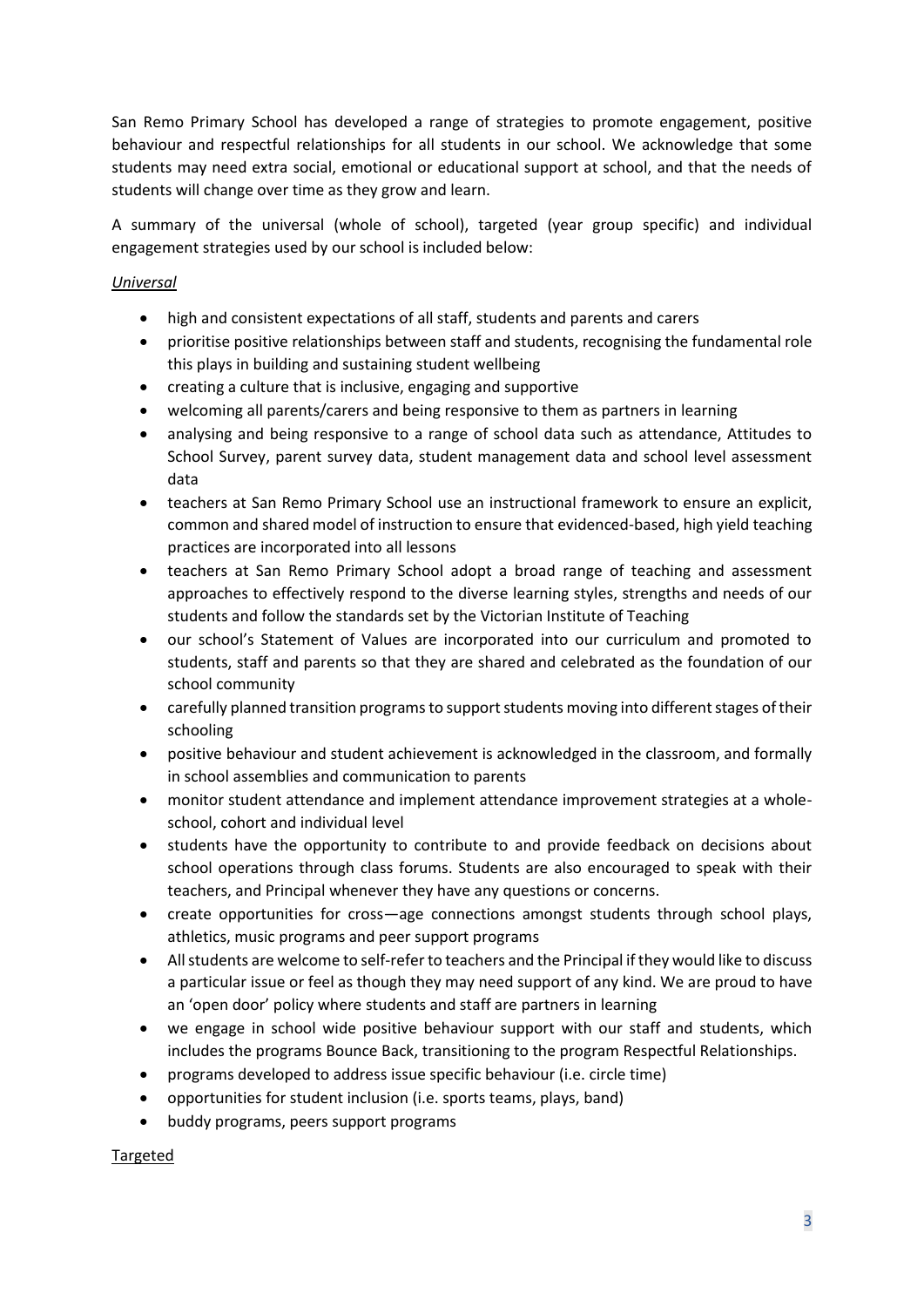San Remo Primary School has developed a range of strategies to promote engagement, positive behaviour and respectful relationships for all students in our school. We acknowledge that some students may need extra social, emotional or educational support at school, and that the needs of students will change over time as they grow and learn.

A summary of the universal (whole of school), targeted (year group specific) and individual engagement strategies used by our school is included below:

*Universal*

- high and consistent expectations of all staff, students and parents and carers
- prioritise positive relationships between staff and students, recognising the fundamental role this plays in building and sustaining student wellbeing
- creating a culture that is inclusive, engaging and supportive
- welcoming all parents/carers and being responsive to them as partners in learning
- analysing and being responsive to a range of school data such as attendance, Attitudes to School Survey, parent survey data, student management data and school level assessment data
- teachers at San Remo Primary School use an instructional framework to ensure an explicit, common and shared model of instruction to ensure that evidenced-based, high yield teaching practices are incorporated into all lessons
- teachers at San Remo Primary School adopt a broad range of teaching and assessment approaches to effectively respond to the diverse learning styles, strengths and needs of our students and follow the standards set by the Victorian Institute of Teaching
- our school's Statement of Values are incorporated into our curriculum and promoted to students, staff and parents so that they are shared and celebrated as the foundation of our school community
- carefully planned transition programs to support students moving into different stages of their schooling
- positive behaviour and student achievement is acknowledged in the classroom, and formally in school assemblies and communication to parents
- monitor student attendance and implement attendance improvement strategies at a whole-school, cohort and individual level
- students have the opportunity to contribute to and provide feedback on decisions about school operations through class forums. Students are also encouraged to speak with their teachers, and Principal whenever they have any questions or concerns.
- create opportunities for cross—age connections amongst students through school plays, athletics, music programs and peer support programs
- All students are welcome to self-refer to teachers and the Principal if they would like to discuss a particular issue or feel as though they may need support of any kind. We are proud to have an 'open door' policy where students and staff are partners in learning
- we engage in school wide positive behaviour support with our staff and students, which includes the programs Bounce Back, transitioning to the program Respectful Relationships.
- programs developed to address issue specific behaviour (i.e. circle time)
- opportunities for student inclusion (i.e. sports teams, plays, band)
- buddy programs, peers support programs

Targeted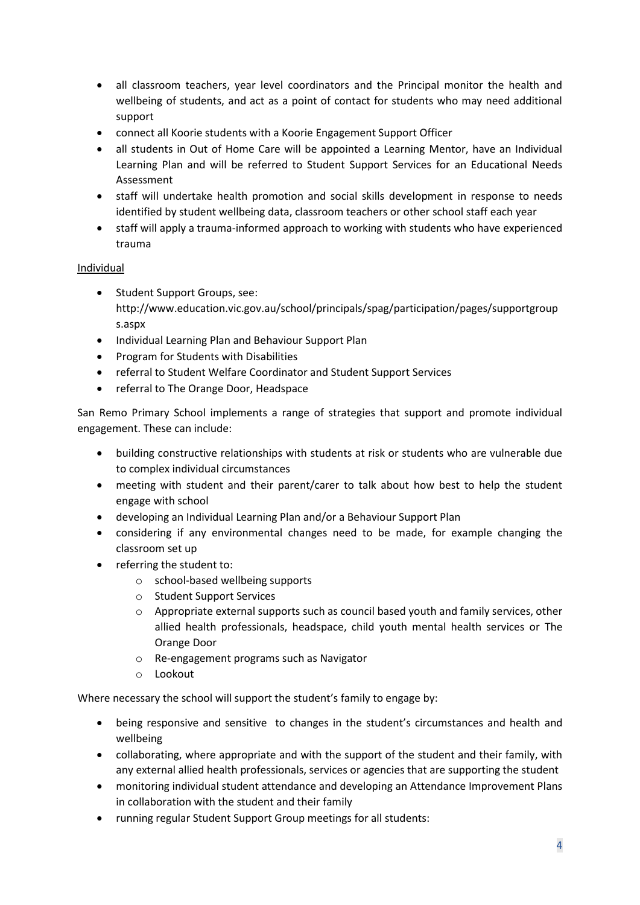- all classroom teachers, year level coordinators and the Principal monitor the health and wellbeing of students, and act as a point of contact for students who may need additional support
- connect all Koorie students with a Koorie Engagement Support Officer
- all students in Out of Home Care will be appointed a Learning Mentor, have an Individual Learning Plan and will be referred to Student Support Services for an Educational Needs Assessment
- staff will undertake health promotion and social skills development in response to needs identified by student wellbeing data, classroom teachers or other school staff each year
- staff will apply a trauma-informed approach to working with students who have experienced trauma

<u>Individual</u>

- Student Support Groups, see: http://www.education.vic.gov.au/school/principals/spag/participation/pages/supportgroups.aspx
- Individual Learning Plan and Behaviour Support Plan
- Program for Students with Disabilities
- referral to Student Welfare Coordinator and Student Support Services
- referral to The Orange Door, Headspace

San Remo Primary School implements a range of strategies that support and promote individual engagement. These can include:

- building constructive relationships with students at risk or students who are vulnerable due to complex individual circumstances
- meeting with student and their parent/carer to talk about how best to help the student engage with school
- developing an Individual Learning Plan and/or a Behaviour Support Plan
- considering if any environmental changes need to be made, for example changing the classroom set up
- referring the student to:
  - school-based wellbeing supports
  - Student Support Services
  - Appropriate external supports such as council based youth and family services, other allied health professionals, headspace, child youth mental health services or The Orange Door
  - Re-engagement programs such as Navigator
  - Lookout

Where necessary the school will support the student's family to engage by:

- being responsive and sensitive to changes in the student's circumstances and health and wellbeing
- collaborating, where appropriate and with the support of the student and their family, with any external allied health professionals, services or agencies that are supporting the student
- monitoring individual student attendance and developing an Attendance Improvement Plans in collaboration with the student and their family
- running regular Student Support Group meetings for all students: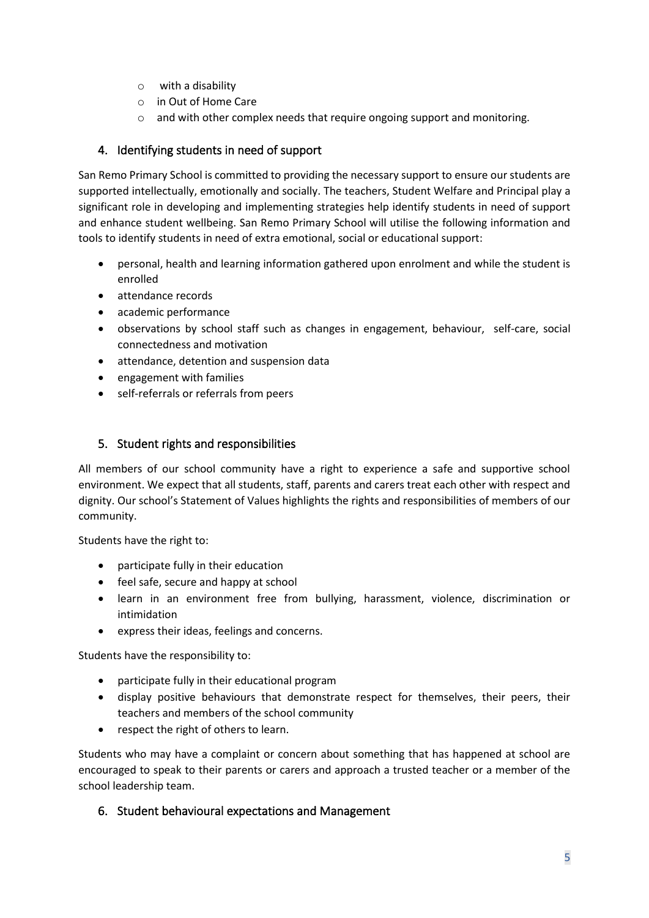- with a disability
- in Out of Home Care
- and with other complex needs that require ongoing support and monitoring.

## 4. Identifying students in need of support

San Remo Primary School is committed to providing the necessary support to ensure our students are supported intellectually, emotionally and socially. The teachers, Student Welfare and Principal play a significant role in developing and implementing strategies help identify students in need of support and enhance student wellbeing. San Remo Primary School will utilise the following information and tools to identify students in need of extra emotional, social or educational support:

- personal, health and learning information gathered upon enrolment and while the student is enrolled
- attendance records
- academic performance
- observations by school staff such as changes in engagement, behaviour, self-care, social connectedness and motivation
- attendance, detention and suspension data
- engagement with families
- self-referrals or referrals from peers

## 5. Student rights and responsibilities

All members of our school community have a right to experience a safe and supportive school environment. We expect that all students, staff, parents and carers treat each other with respect and dignity. Our school's Statement of Values highlights the rights and responsibilities of members of our community.

Students have the right to:

- participate fully in their education
- feel safe, secure and happy at school
- learn in an environment free from bullying, harassment, violence, discrimination or intimidation
- express their ideas, feelings and concerns.

Students have the responsibility to:

- participate fully in their educational program
- display positive behaviours that demonstrate respect for themselves, their peers, their teachers and members of the school community
- respect the right of others to learn.

Students who may have a complaint or concern about something that has happened at school are encouraged to speak to their parents or carers and approach a trusted teacher or a member of the school leadership team.

## 6. Student behavioural expectations and Management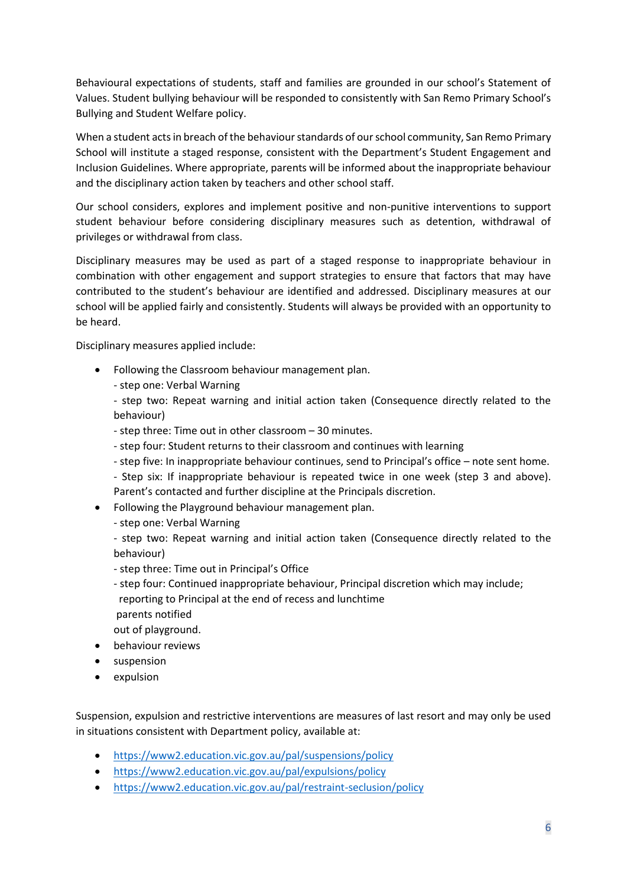Behavioural expectations of students, staff and families are grounded in our school's Statement of Values. Student bullying behaviour will be responded to consistently with San Remo Primary School's Bullying and Student Welfare policy.

When a student acts in breach of the behaviour standards of our school community, San Remo Primary School will institute a staged response, consistent with the Department's Student Engagement and Inclusion Guidelines. Where appropriate, parents will be informed about the inappropriate behaviour and the disciplinary action taken by teachers and other school staff.

Our school considers, explores and implement positive and non-punitive interventions to support student behaviour before considering disciplinary measures such as detention, withdrawal of privileges or withdrawal from class.

Disciplinary measures may be used as part of a staged response to inappropriate behaviour in combination with other engagement and support strategies to ensure that factors that may have contributed to the student's behaviour are identified and addressed. Disciplinary measures at our school will be applied fairly and consistently. Students will always be provided with an opportunity to be heard.

Disciplinary measures applied include:

- Following the Classroom behaviour management plan.
  - step one: Verbal Warning
  - step two: Repeat warning and initial action taken (Consequence directly related to the behaviour)
  - step three: Time out in other classroom – 30 minutes.
  - step four: Student returns to their classroom and continues with learning
  - step five: In inappropriate behaviour continues, send to Principal's office – note sent home.
  - Step six: If inappropriate behaviour is repeated twice in one week (step 3 and above). Parent's contacted and further discipline at the Principals discretion.
- Following the Playground behaviour management plan.
  - step one: Verbal Warning
  - step two: Repeat warning and initial action taken (Consequence directly related to the behaviour)
  - step three: Time out in Principal's Office
  - step four: Continued inappropriate behaviour, Principal discretion which may include;
    reporting to Principal at the end of recess and lunchtime
    parents notified
    out of playground.
- behaviour reviews
- suspension
- expulsion

Suspension, expulsion and restrictive interventions are measures of last resort and may only be used in situations consistent with Department policy, available at:

- https://www2.education.vic.gov.au/pal/suspensions/policy
- https://www2.education.vic.gov.au/pal/expulsions/policy
- https://www2.education.vic.gov.au/pal/restraint-seclusion/policy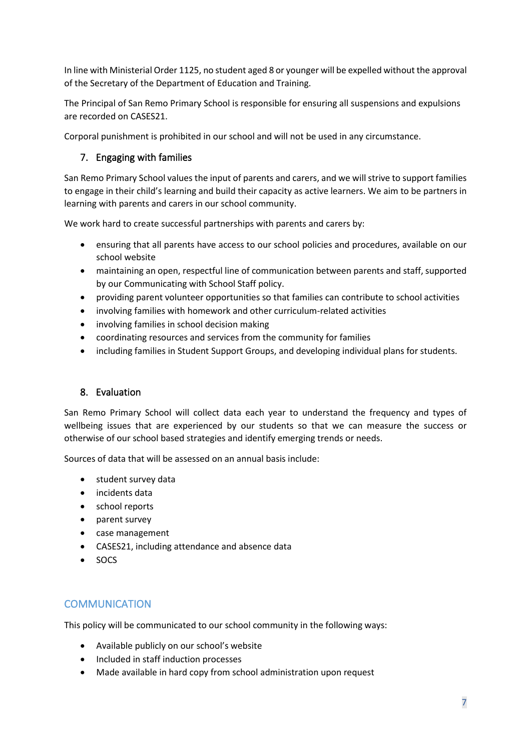In line with Ministerial Order 1125, no student aged 8 or younger will be expelled without the approval of the Secretary of the Department of Education and Training.

The Principal of San Remo Primary School is responsible for ensuring all suspensions and expulsions are recorded on CASES21.

Corporal punishment is prohibited in our school and will not be used in any circumstance.

### 7. Engaging with families

San Remo Primary School values the input of parents and carers, and we will strive to support families to engage in their child's learning and build their capacity as active learners. We aim to be partners in learning with parents and carers in our school community.

We work hard to create successful partnerships with parents and carers by:

- ensuring that all parents have access to our school policies and procedures, available on our school website
- maintaining an open, respectful line of communication between parents and staff, supported by our Communicating with School Staff policy.
- providing parent volunteer opportunities so that families can contribute to school activities
- involving families with homework and other curriculum-related activities
- involving families in school decision making
- coordinating resources and services from the community for families
- including families in Student Support Groups, and developing individual plans for students.

### 8. Evaluation

San Remo Primary School will collect data each year to understand the frequency and types of wellbeing issues that are experienced by our students so that we can measure the success or otherwise of our school based strategies and identify emerging trends or needs.

Sources of data that will be assessed on an annual basis include:

- student survey data
- incidents data
- school reports
- parent survey
- case management
- CASES21, including attendance and absence data
- SOCS

## COMMUNICATION

This policy will be communicated to our school community in the following ways:

- Available publicly on our school's website
- Included in staff induction processes
- Made available in hard copy from school administration upon request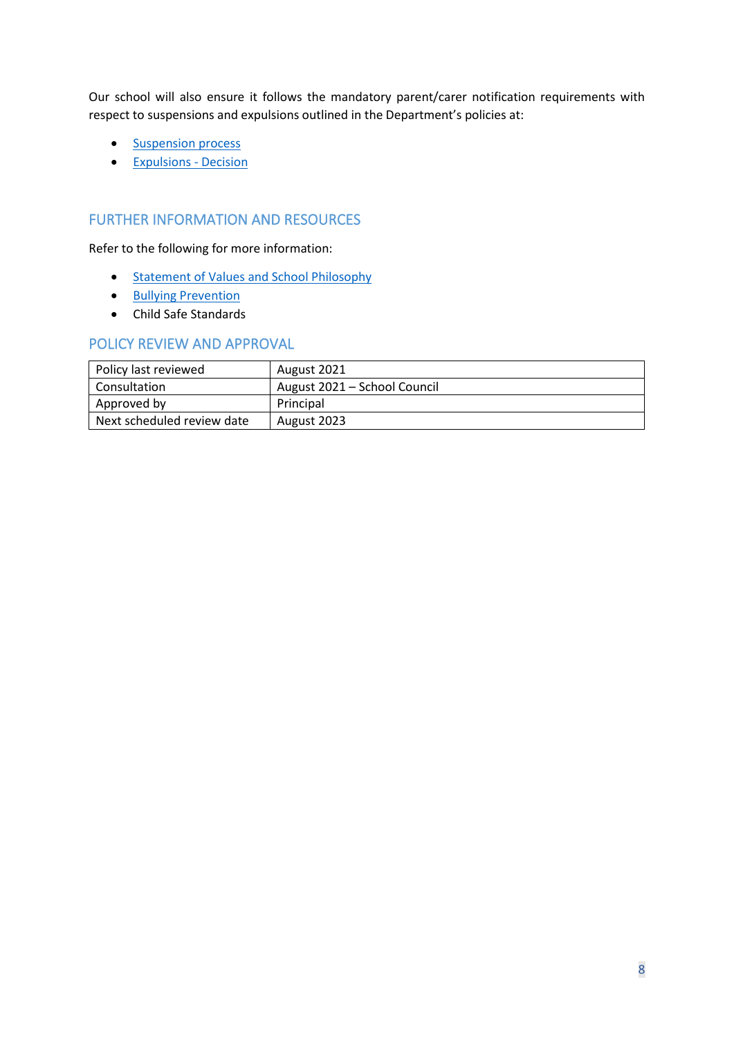Our school will also ensure it follows the mandatory parent/carer notification requirements with respect to suspensions and expulsions outlined in the Department's policies at:

- Suspension process
- Expulsions - Decision

## FURTHER INFORMATION AND RESOURCES

Refer to the following for more information:

- Statement of Values and School Philosophy
- Bullying Prevention
- Child Safe Standards

## POLICY REVIEW AND APPROVAL

| | |
|---|---|
| Policy last reviewed | August 2021 |
| Consultation | August 2021 – School Council |
| Approved by | Principal |
| Next scheduled review date | August 2023 |